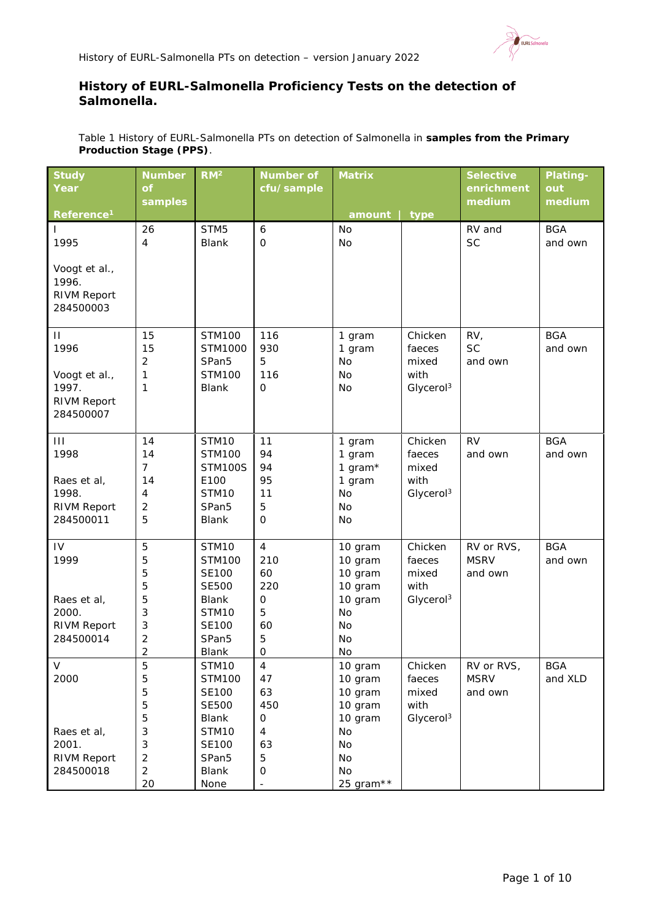# History of EURL-Salmonella Proficiency Tests on the detection of Salmonella.

Table 1 History of EURL-Salmonella PTs on detection of Salmonella in **samples from the Primary Production Stage (PPS)**.

| Study Year Reference[1] | Number of samples | RM[2] | Number of cfu/sample | Matrix amount | Matrix type | Selective enrichment medium | Plating-out medium |
|---|---|---|---|---|---|---|---|
| I<br>1995<br><br>Voogt et al., 1996. RIVM Report 284500003 | 26<br>4 | STM5<br>Blank | 6<br>0 | No<br>No | | RV and SC | BGA and own |
| II<br>1996<br><br>Voogt et al., 1997. RIVM Report 284500007 | 15<br>15<br>2<br>1<br>1 | STM100<br>STM1000<br>SPan5<br>STM100<br>Blank | 116<br>930<br>5<br>116<br>0 | 1 gram<br>1 gram<br>No<br>No<br>No | Chicken faeces mixed with Glycerol[3] | RV, SC and own | BGA and own |
| III<br>1998<br><br>Raes et al, 1998. RIVM Report 284500011 | 14<br>14<br>7<br>14<br>4<br>2<br>5 | STM10<br>STM100<br>STM100S<br>E100<br>STM10<br>SPan5<br>Blank | 11<br>94<br>94<br>95<br>11<br>5<br>0 | 1 gram<br>1 gram<br>1 gram*<br>1 gram<br>No<br>No<br>No | Chicken faeces mixed with Glycerol[3] | RV and own | BGA and own |
| IV<br>1999<br><br>Raes et al, 2000. RIVM Report 284500014 | 5<br>5<br>5<br>5<br>5<br>3<br>3<br>2<br>2 | STM10<br>STM100<br>SE100<br>SE500<br>Blank<br>STM10<br>SE100<br>SPan5<br>Blank | 4<br>210<br>60<br>220<br>0<br>5<br>60<br>5<br>0 | 10 gram<br>10 gram<br>10 gram<br>10 gram<br>10 gram<br>No<br>No<br>No<br>No | Chicken faeces mixed with Glycerol[3] | RV or RVS, MSRV and own | BGA and own |
| V<br>2000<br><br>Raes et al, 2001. RIVM Report 284500018 | 5<br>5<br>5<br>5<br>5<br>3<br>3<br>2<br>2<br>20 | STM10<br>STM100<br>SE100<br>SE500<br>Blank<br>STM10<br>SE100<br>SPan5<br>Blank<br>None | 4<br>47<br>63<br>450<br>0<br>4<br>63<br>5<br>0<br>- | 10 gram<br>10 gram<br>10 gram<br>10 gram<br>10 gram<br>No<br>No<br>No<br>No<br>25 gram** | Chicken faeces mixed with Glycerol[3] | RV or RVS, MSRV and own | BGA and XLD |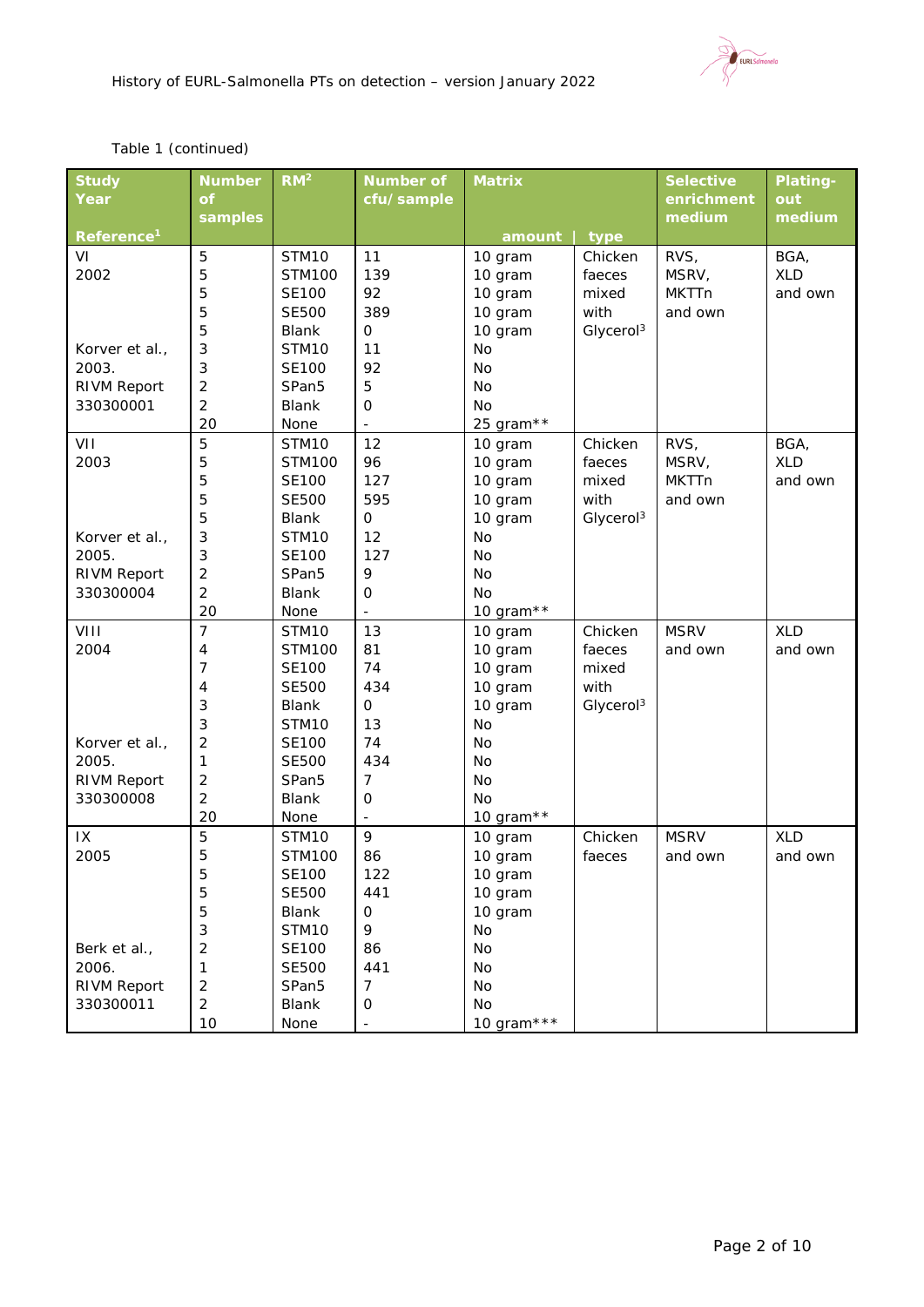Table 1 (continued)

| Study Year Reference[1] | Number of samples | RM[2] | Number of cfu/sample | Matrix amount | Matrix type | Selective enrichment medium | Plating-out medium |
|---|---|---|---|---|---|---|---|
| VI | 5 | STM10 | 11 | 10 gram | Chicken | RVS, | BGA, |
| 2002 | 5 | STM100 | 139 | 10 gram | faeces | MSRV, | XLD |
| | 5 | SE100 | 92 | 10 gram | mixed | MKTTn | and own |
| | 5 | SE500 | 389 | 10 gram | with | and own | |
| | 5 | Blank | 0 | 10 gram | Glycerol[3] | | |
| Korver et al., | 3 | STM10 | 11 | No | | | |
| 2003. | 3 | SE100 | 92 | No | | | |
| RIVM Report | 2 | SPan5 | 5 | No | | | |
| 330300001 | 2 | Blank | 0 | No | | | |
| | 20 | None | - | 25 gram** | | | |
| VII | 5 | STM10 | 12 | 10 gram | Chicken | RVS, | BGA, |
| 2003 | 5 | STM100 | 96 | 10 gram | faeces | MSRV, | XLD |
| | 5 | SE100 | 127 | 10 gram | mixed | MKTTn | and own |
| | 5 | SE500 | 595 | 10 gram | with | and own | |
| | 5 | Blank | 0 | 10 gram | Glycerol[3] | | |
| Korver et al., | 3 | STM10 | 12 | No | | | |
| 2005. | 3 | SE100 | 127 | No | | | |
| RIVM Report | 2 | SPan5 | 9 | No | | | |
| 330300004 | 2 | Blank | 0 | No | | | |
| | 20 | None | - | 10 gram** | | | |
| VIII | 7 | STM10 | 13 | 10 gram | Chicken | MSRV | XLD |
| 2004 | 4 | STM100 | 81 | 10 gram | faeces | and own | and own |
| | 7 | SE100 | 74 | 10 gram | mixed | | |
| | 4 | SE500 | 434 | 10 gram | with | | |
| | 3 | Blank | 0 | 10 gram | Glycerol[3] | | |
| | 3 | STM10 | 13 | No | | | |
| Korver et al., | 2 | SE100 | 74 | No | | | |
| 2005. | 1 | SE500 | 434 | No | | | |
| RIVM Report | 2 | SPan5 | 7 | No | | | |
| 330300008 | 2 | Blank | 0 | No | | | |
| | 20 | None | - | 10 gram** | | | |
| IX | 5 | STM10 | 9 | 10 gram | Chicken | MSRV | XLD |
| 2005 | 5 | STM100 | 86 | 10 gram | faeces | and own | and own |
| | 5 | SE100 | 122 | 10 gram | | | |
| | 5 | SE500 | 441 | 10 gram | | | |
| | 5 | Blank | 0 | 10 gram | | | |
| | 3 | STM10 | 9 | No | | | |
| Berk et al., | 2 | SE100 | 86 | No | | | |
| 2006. | 1 | SE500 | 441 | No | | | |
| RIVM Report | 2 | SPan5 | 7 | No | | | |
| 330300011 | 2 | Blank | 0 | No | | | |
| | 10 | None | - | 10 gram*** | | | |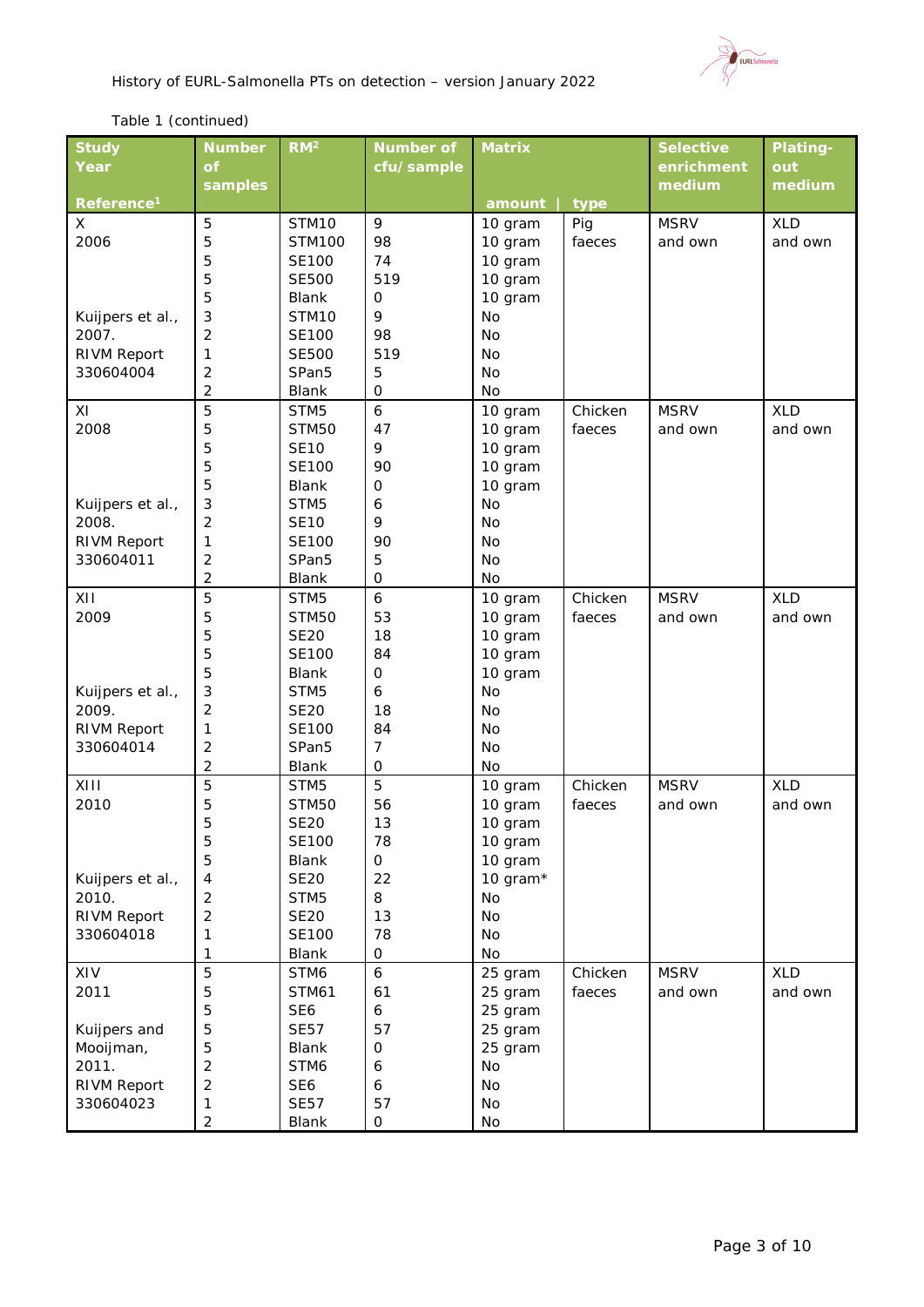Table 1 (continued)

| Study Year Reference[1] | Number of samples | RM[2] | Number of cfu/sample | Matrix amount | Matrix type | Selective enrichment medium | Plating-out medium |
|---|---|---|---|---|---|---|---|
| X | 5 | STM10 | 9 | 10 gram | Pig | MSRV | XLD |
| 2006 | 5 | STM100 | 98 | 10 gram | faeces | and own | and own |
| | 5 | SE100 | 74 | 10 gram | | | |
| | 5 | SE500 | 519 | 10 gram | | | |
| | 5 | Blank | 0 | 10 gram | | | |
| Kuijpers et al., | 3 | STM10 | 9 | No | | | |
| 2007. | 2 | SE100 | 98 | No | | | |
| RIVM Report | 1 | SE500 | 519 | No | | | |
| 330604004 | 2 | SPan5 | 5 | No | | | |
| | 2 | Blank | 0 | No | | | |
| XI | 5 | STM5 | 6 | 10 gram | Chicken | MSRV | XLD |
| 2008 | 5 | STM50 | 47 | 10 gram | faeces | and own | and own |
| | 5 | SE10 | 9 | 10 gram | | | |
| | 5 | SE100 | 90 | 10 gram | | | |
| | 5 | Blank | 0 | 10 gram | | | |
| Kuijpers et al., | 3 | STM5 | 6 | No | | | |
| 2008. | 2 | SE10 | 9 | No | | | |
| RIVM Report | 1 | SE100 | 90 | No | | | |
| 330604011 | 2 | SPan5 | 5 | No | | | |
| | 2 | Blank | 0 | No | | | |
| XII | 5 | STM5 | 6 | 10 gram | Chicken | MSRV | XLD |
| 2009 | 5 | STM50 | 53 | 10 gram | faeces | and own | and own |
| | 5 | SE20 | 18 | 10 gram | | | |
| | 5 | SE100 | 84 | 10 gram | | | |
| | 5 | Blank | 0 | 10 gram | | | |
| Kuijpers et al., | 3 | STM5 | 6 | No | | | |
| 2009. | 2 | SE20 | 18 | No | | | |
| RIVM Report | 1 | SE100 | 84 | No | | | |
| 330604014 | 2 | SPan5 | 7 | No | | | |
| | 2 | Blank | 0 | No | | | |
| XIII | 5 | STM5 | 5 | 10 gram | Chicken | MSRV | XLD |
| 2010 | 5 | STM50 | 56 | 10 gram | faeces | and own | and own |
| | 5 | SE20 | 13 | 10 gram | | | |
| | 5 | SE100 | 78 | 10 gram | | | |
| | 5 | Blank | 0 | 10 gram | | | |
| Kuijpers et al., | 4 | SE20 | 22 | 10 gram* | | | |
| 2010. | 2 | STM5 | 8 | No | | | |
| RIVM Report | 2 | SE20 | 13 | No | | | |
| 330604018 | 1 | SE100 | 78 | No | | | |
| | 1 | Blank | 0 | No | | | |
| XIV | 5 | STM6 | 6 | 25 gram | Chicken | MSRV | XLD |
| 2011 | 5 | STM61 | 61 | 25 gram | faeces | and own | and own |
| | 5 | SE6 | 6 | 25 gram | | | |
| Kuijpers and | 5 | SE57 | 57 | 25 gram | | | |
| Mooijman, | 5 | Blank | 0 | 25 gram | | | |
| 2011. | 2 | STM6 | 6 | No | | | |
| RIVM Report | 2 | SE6 | 6 | No | | | |
| 330604023 | 1 | SE57 | 57 | No | | | |
| | 2 | Blank | 0 | No | | | |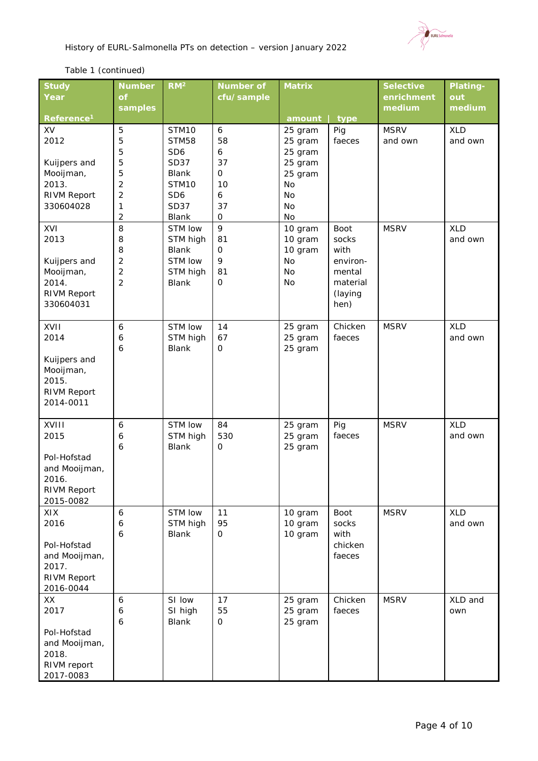Table 1 (continued)

| Study Year Reference[1] | Number of samples | RM[2] | Number of cfu/sample | Matrix amount | Matrix type | Selective enrichment medium | Plating-out medium |
|---|---|---|---|---|---|---|---|
| XV 2012 Kuijpers and Mooijman, 2013. RIVM Report 330604028 | 5<br>5<br>5<br>5<br>5<br>2<br>2<br>1<br>2 | STM10<br>STM58<br>SD6<br>SD37<br>Blank<br>STM10<br>SD6<br>SD37<br>Blank | 6<br>58<br>6<br>37<br>0<br>10<br>6<br>37<br>0 | 25 gram<br>25 gram<br>25 gram<br>25 gram<br>25 gram<br>No<br>No<br>No<br>No | Pig faeces | MSRV and own | XLD and own |
| XVI 2013 Kuijpers and Mooijman, 2014. RIVM Report 330604031 | 8<br>8<br>8<br>2<br>2<br>2 | STM low<br>STM high<br>Blank<br>STM low<br>STM high<br>Blank | 9<br>81<br>0<br>9<br>81<br>0 | 10 gram<br>10 gram<br>10 gram<br>No<br>No<br>No | Boot socks with environ-mental material (laying hen) | MSRV | XLD and own |
| XVII 2014 Kuijpers and Mooijman, 2015. RIVM Report 2014-0011 | 6<br>6<br>6 | STM low<br>STM high<br>Blank | 14<br>67<br>0 | 25 gram<br>25 gram<br>25 gram | Chicken faeces | MSRV | XLD and own |
| XVIII 2015 Pol-Hofstad and Mooijman, 2016. RIVM Report 2015-0082 | 6<br>6<br>6 | STM low<br>STM high<br>Blank | 84<br>530<br>0 | 25 gram<br>25 gram<br>25 gram | Pig faeces | MSRV | XLD and own |
| XIX 2016 Pol-Hofstad and Mooijman, 2017. RIVM Report 2016-0044 | 6<br>6<br>6 | STM low<br>STM high<br>Blank | 11<br>95<br>0 | 10 gram<br>10 gram<br>10 gram | Boot socks with chicken faeces | MSRV | XLD and own |
| XX 2017 Pol-Hofstad and Mooijman, 2018. RIVM report 2017-0083 | 6<br>6<br>6 | SI low<br>SI high<br>Blank | 17<br>55<br>0 | 25 gram<br>25 gram<br>25 gram | Chicken faeces | MSRV | XLD and own |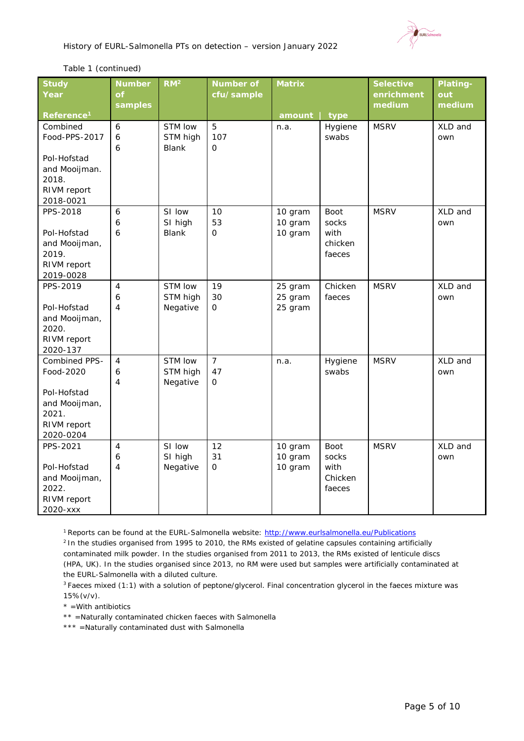Table 1 (continued)

| Study<br>Year<br>Reference[1] | Number of samples | RM[2] | Number of cfu/sample | Matrix<br>amount | type | Selective enrichment medium | Plating-out medium |
|---|---|---|---|---|---|---|---|
| Combined Food-PPS-2017<br><br>Pol-Hofstad and Mooijman. 2018. RIVM report 2018-0021 | 6<br>6<br>6 | STM low<br>STM high<br>Blank | 5<br>107<br>0 | n.a. | Hygiene swabs | MSRV | XLD and own |
| PPS-2018<br><br>Pol-Hofstad and Mooijman, 2019. RIVM report 2019-0028 | 6<br>6<br>6 | SI low<br>SI high<br>Blank | 10<br>53<br>0 | 10 gram<br>10 gram<br>10 gram | Boot socks with chicken faeces | MSRV | XLD and own |
| PPS-2019<br><br>Pol-Hofstad and Mooijman, 2020. RIVM report 2020-137 | 4<br>6<br>4 | STM low<br>STM high<br>Negative | 19<br>30<br>0 | 25 gram<br>25 gram<br>25 gram | Chicken faeces | MSRV | XLD and own |
| Combined PPS-Food-2020<br><br>Pol-Hofstad and Mooijman, 2021. RIVM report 2020-0204 | 4<br>6<br>4 | STM low<br>STM high<br>Negative | 7<br>47<br>0 | n.a. | Hygiene swabs | MSRV | XLD and own |
| PPS-2021<br><br>Pol-Hofstad and Mooijman, 2022. RIVM report 2020-xxx | 4<br>6<br>4 | SI low<br>SI high<br>Negative | 12<br>31<br>0 | 10 gram<br>10 gram<br>10 gram | Boot socks with Chicken faeces | MSRV | XLD and own |

[1] Reports can be found at the EURL-Salmonella website: http://www.eurlsalmonella.eu/Publications

[2] In the studies organised from 1995 to 2010, the RMs existed of gelatine capsules containing artificially contaminated milk powder. In the studies organised from 2011 to 2013, the RMs existed of lenticule discs (HPA, UK). In the studies organised since 2013, no RM were used but samples were artificially contaminated at the EURL-Salmonella with a diluted culture.

[3] Faeces mixed (1:1) with a solution of peptone/glycerol. Final concentration glycerol in the faeces mixture was 15%(v/v).

* =With antibiotics

** =Naturally contaminated chicken faeces with Salmonella

*** =Naturally contaminated dust with Salmonella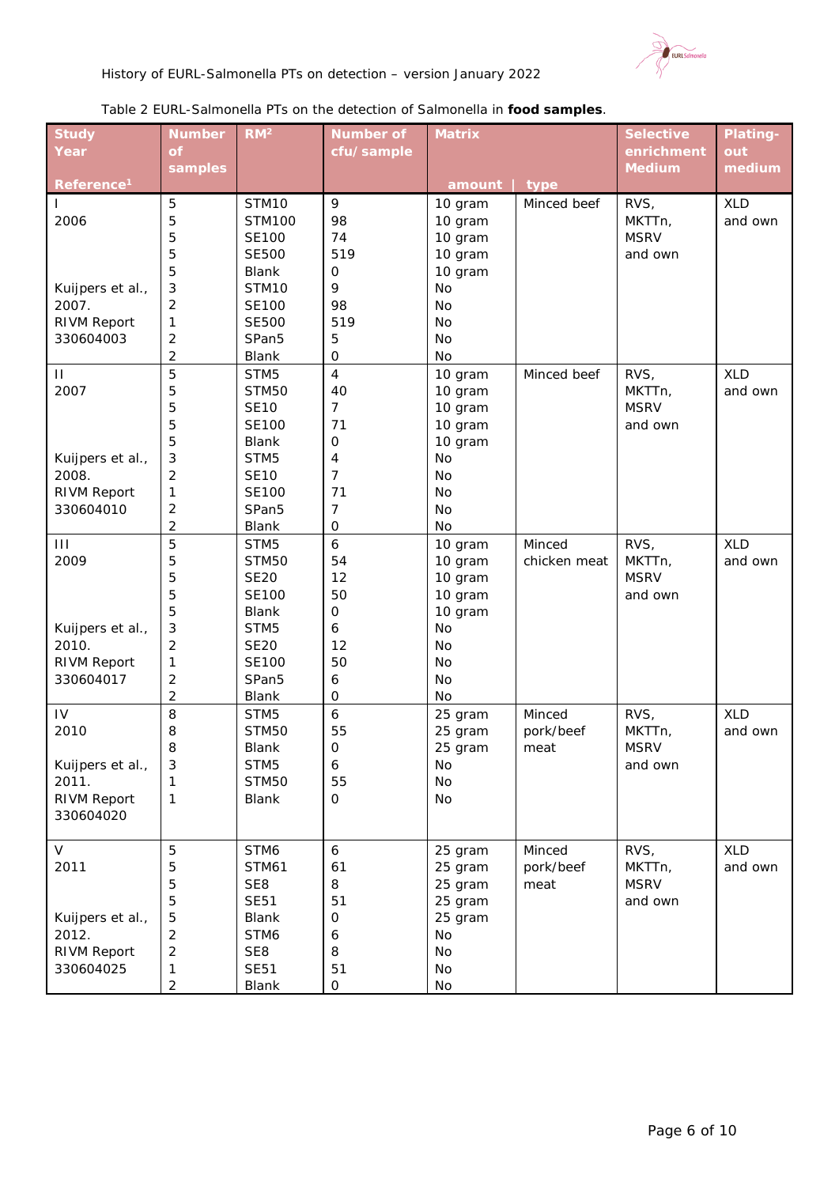Table 2 EURL-Salmonella PTs on the detection of Salmonella in **food samples**.

| Study Year Reference[1] | Number of samples | RM[2] | Number of cfu/sample | Matrix amount | Matrix type | Selective enrichment Medium | Plating-out medium |
|---|---|---|---|---|---|---|---|
| I | 5 | STM10 | 9 | 10 gram | Minced beef | RVS, | XLD |
| 2006 | 5 | STM100 | 98 | 10 gram | | MKTTn, | and own |
| | 5 | SE100 | 74 | 10 gram | | MSRV | |
| | 5 | SE500 | 519 | 10 gram | | and own | |
| | 5 | Blank | 0 | 10 gram | | | |
| Kuijpers et al., | 3 | STM10 | 9 | No | | | |
| 2007. | 2 | SE100 | 98 | No | | | |
| RIVM Report | 1 | SE500 | 519 | No | | | |
| 330604003 | 2 | SPan5 | 5 | No | | | |
| | 2 | Blank | 0 | No | | | |
| II | 5 | STM5 | 4 | 10 gram | Minced beef | RVS, | XLD |
| 2007 | 5 | STM50 | 40 | 10 gram | | MKTTn, | and own |
| | 5 | SE10 | 7 | 10 gram | | MSRV | |
| | 5 | SE100 | 71 | 10 gram | | and own | |
| | 5 | Blank | 0 | 10 gram | | | |
| Kuijpers et al., | 3 | STM5 | 4 | No | | | |
| 2008. | 2 | SE10 | 7 | No | | | |
| RIVM Report | 1 | SE100 | 71 | No | | | |
| 330604010 | 2 | SPan5 | 7 | No | | | |
| | 2 | Blank | 0 | No | | | |
| III | 5 | STM5 | 6 | 10 gram | Minced chicken meat | RVS, | XLD |
| 2009 | 5 | STM50 | 54 | 10 gram | | MKTTn, | and own |
| | 5 | SE20 | 12 | 10 gram | | MSRV | |
| | 5 | SE100 | 50 | 10 gram | | and own | |
| | 5 | Blank | 0 | 10 gram | | | |
| Kuijpers et al., | 3 | STM5 | 6 | No | | | |
| 2010. | 2 | SE20 | 12 | No | | | |
| RIVM Report | 1 | SE100 | 50 | No | | | |
| 330604017 | 2 | SPan5 | 6 | No | | | |
| | 2 | Blank | 0 | No | | | |
| IV | 8 | STM5 | 6 | 25 gram | Minced pork/beef meat | RVS, | XLD |
| 2010 | 8 | STM50 | 55 | 25 gram | | MKTTn, | and own |
| | 8 | Blank | 0 | 25 gram | | MSRV | |
| Kuijpers et al., | 3 | STM5 | 6 | No | | and own | |
| 2011. | 1 | STM50 | 55 | No | | | |
| RIVM Report 330604020 | 1 | Blank | 0 | No | | | |
| V | 5 | STM6 | 6 | 25 gram | Minced pork/beef meat | RVS, | XLD |
| 2011 | 5 | STM61 | 61 | 25 gram | | MKTTn, | and own |
| | 5 | SE8 | 8 | 25 gram | | MSRV | |
| | 5 | SE51 | 51 | 25 gram | | and own | |
| Kuijpers et al., | 5 | Blank | 0 | 25 gram | | | |
| 2012. | 2 | STM6 | 6 | No | | | |
| RIVM Report | 2 | SE8 | 8 | No | | | |
| 330604025 | 1 | SE51 | 51 | No | | | |
| | 2 | Blank | 0 | No | | | |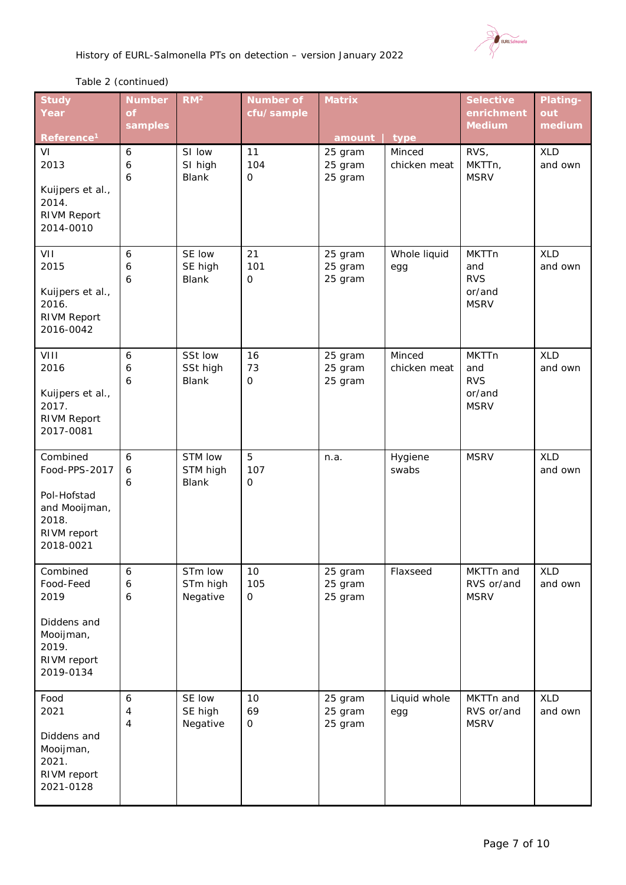Table 2 (continued)

| Study Year Reference[1] | Number of samples | RM[2] | Number of cfu/sample | Matrix amount | Matrix type | Selective enrichment Medium | Plating-out medium |
|---|---|---|---|---|---|---|---|
| VI 2013 Kuijpers et al., 2014. RIVM Report 2014-0010 | 6 6 6 | SI low SI high Blank | 11 104 0 | 25 gram 25 gram 25 gram | Minced chicken meat | RVS, MKTTn, MSRV | XLD and own |
| VII 2015 Kuijpers et al., 2016. RIVM Report 2016-0042 | 6 6 6 | SE low SE high Blank | 21 101 0 | 25 gram 25 gram 25 gram | Whole liquid egg | MKTTn and RVS or/and MSRV | XLD and own |
| VIII 2016 Kuijpers et al., 2017. RIVM Report 2017-0081 | 6 6 6 | SSt low SSt high Blank | 16 73 0 | 25 gram 25 gram 25 gram | Minced chicken meat | MKTTn and RVS or/and MSRV | XLD and own |
| Combined Food-PPS-2017 Pol-Hofstad and Mooijman, 2018. RIVM report 2018-0021 | 6 6 6 | STM low STM high Blank | 5 107 0 | n.a. | Hygiene swabs | MSRV | XLD and own |
| Combined Food-Feed 2019 Diddens and Mooijman, 2019. RIVM report 2019-0134 | 6 6 6 | STm low STm high Negative | 10 105 0 | 25 gram 25 gram 25 gram | Flaxseed | MKTTn and RVS or/and MSRV | XLD and own |
| Food 2021 Diddens and Mooijman, 2021. RIVM report 2021-0128 | 6 4 4 | SE low SE high Negative | 10 69 0 | 25 gram 25 gram 25 gram | Liquid whole egg | MKTTn and RVS or/and MSRV | XLD and own |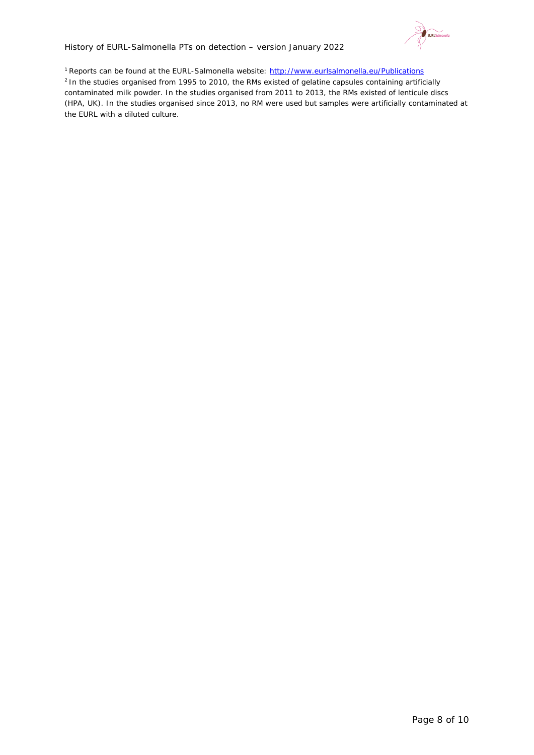[1] Reports can be found at the EURL-Salmonella website: [http://www.eurlsalmonella.eu/Publications](http://www.eurlsalmonella.eu/Publications)

[2] In the studies organised from 1995 to 2010, the RMs existed of gelatine capsules containing artificially contaminated milk powder. In the studies organised from 2011 to 2013, the RMs existed of lenticule discs (HPA, UK). In the studies organised since 2013, no RM were used but samples were artificially contaminated at the EURL with a diluted culture.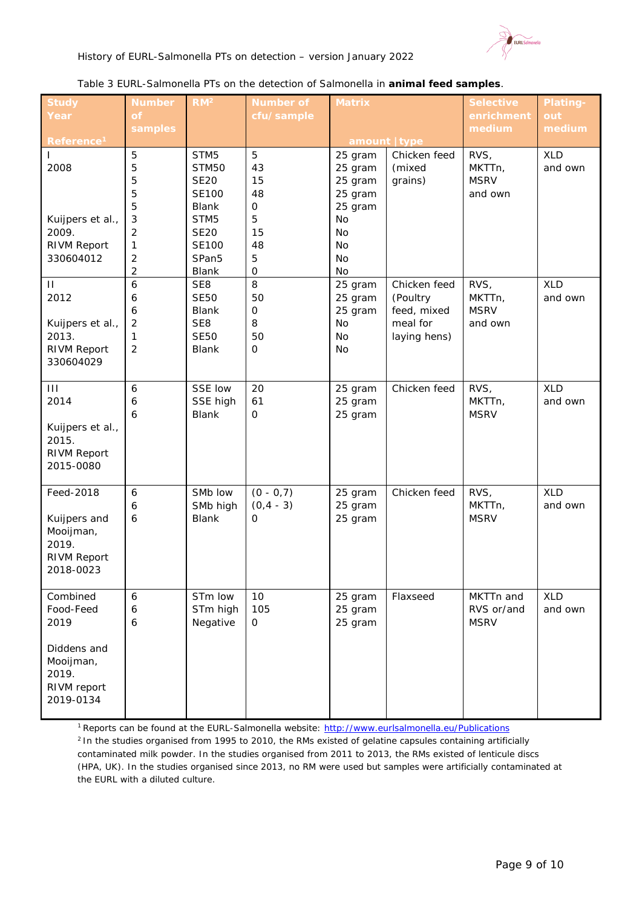Table 3 EURL-Salmonella PTs on the detection of Salmonella in **animal feed samples**.

| Study Year Reference[1] | Number of samples | RM[2] | Number of cfu/sample | Matrix amount | Matrix type | Selective enrichment medium | Plating-out medium |
|---|---|---|---|---|---|---|---|
| I 2008 Kuijpers et al., 2009. RIVM Report 330604012 | 5<br>5<br>5<br>5<br>5<br>3<br>2<br>1<br>2<br>2 | STM5<br>STM50<br>SE20<br>SE100<br>Blank<br>STM5<br>SE20<br>SE100<br>SPan5<br>Blank | 5<br>43<br>15<br>48<br>0<br>5<br>15<br>48<br>5<br>0 | 25 gram<br>25 gram<br>25 gram<br>25 gram<br>25 gram<br>No<br>No<br>No<br>No<br>No | Chicken feed (mixed grains) | RVS, MKTTn, MSRV and own | XLD and own |
| II 2012 Kuijpers et al., 2013. RIVM Report 330604029 | 6<br>6<br>6<br>2<br>1<br>2 | SE8<br>SE50<br>Blank<br>SE8<br>SE50<br>Blank | 8<br>50<br>0<br>8<br>50<br>0 | 25 gram<br>25 gram<br>25 gram<br>No<br>No<br>No | Chicken feed (Poultry feed, mixed meal for laying hens) | RVS, MKTTn, MSRV and own | XLD and own |
| III 2014 Kuijpers et al., 2015. RIVM Report 2015-0080 | 6<br>6<br>6 | SSE low<br>SSE high<br>Blank | 20<br>61<br>0 | 25 gram<br>25 gram<br>25 gram | Chicken feed | RVS, MKTTn, MSRV | XLD and own |
| Feed-2018 Kuijpers and Mooijman, 2019. RIVM Report 2018-0023 | 6<br>6<br>6 | SMb low<br>SMb high<br>Blank | (0 - 0,7)<br>(0,4 - 3)<br>0 | 25 gram<br>25 gram<br>25 gram | Chicken feed | RVS, MKTTn, MSRV | XLD and own |
| Combined Food-Feed 2019 Diddens and Mooijman, 2019. RIVM report 2019-0134 | 6<br>6<br>6 | STm low<br>STm high<br>Negative | 10<br>105<br>0 | 25 gram<br>25 gram<br>25 gram | Flaxseed | MKTTn and RVS or/and MSRV | XLD and own |

[1] Reports can be found at the EURL-Salmonella website: http://www.eurlsalmonella.eu/Publications

[2] In the studies organised from 1995 to 2010, the RMs existed of gelatine capsules containing artificially contaminated milk powder. In the studies organised from 2011 to 2013, the RMs existed of lenticule discs (HPA, UK). In the studies organised since 2013, no RM were used but samples were artificially contaminated at the EURL with a diluted culture.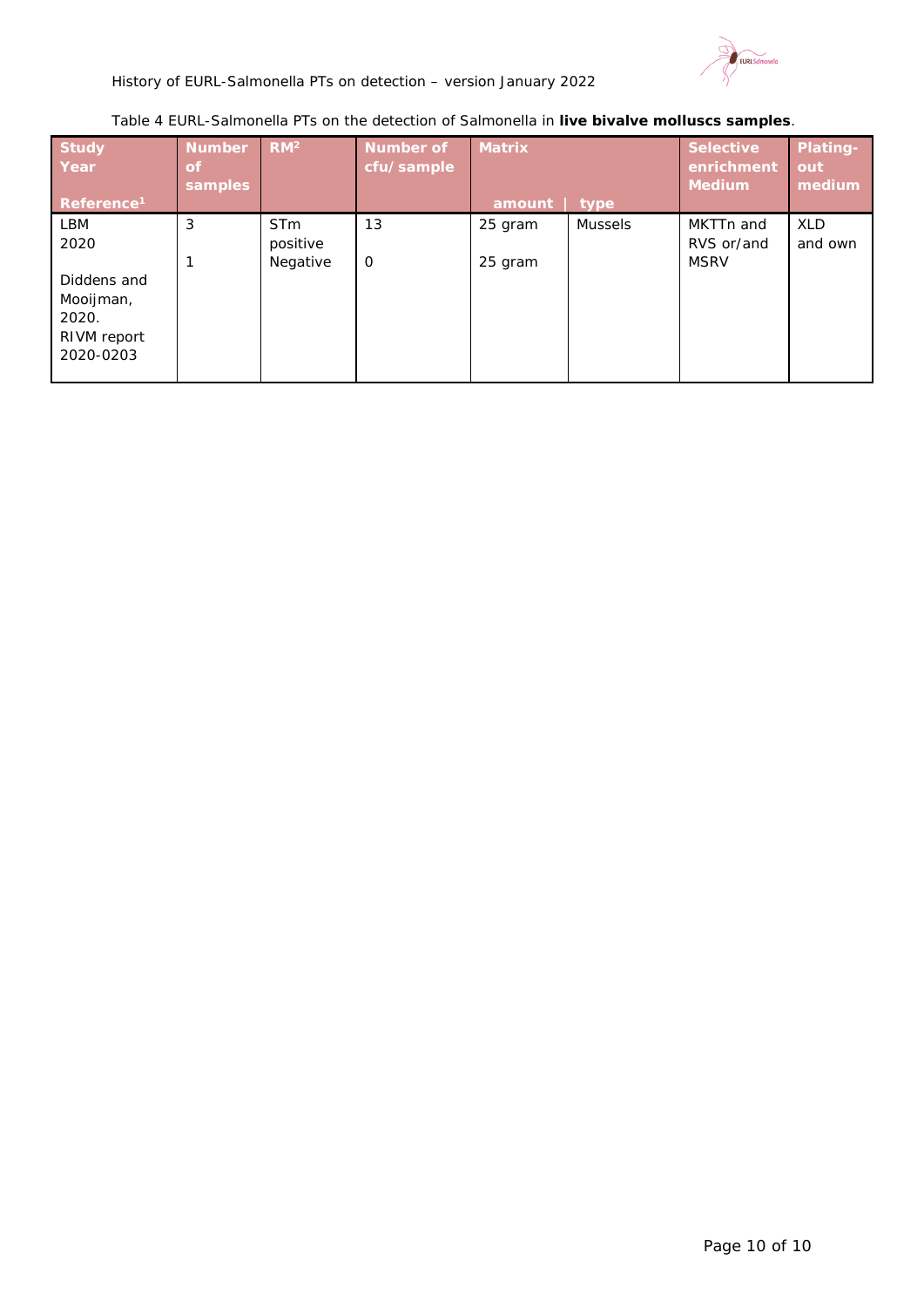Table 4 EURL-Salmonella PTs on the detection of Salmonella in **live bivalve molluscs samples**.

| Study Year Reference[1] | Number of samples | RM[2] | Number of cfu/sample | Matrix amount | type | Selective enrichment Medium | Plating-out medium |
|---|---|---|---|---|---|---|---|
| LBM 2020 Diddens and Mooijman, 2020. RIVM report 2020-0203 | 3 | STm positive | 13 | 25 gram | Mussels | MKTTn and RVS or/and MSRV | XLD and own |
| | 1 | Negative | 0 | 25 gram | | | |